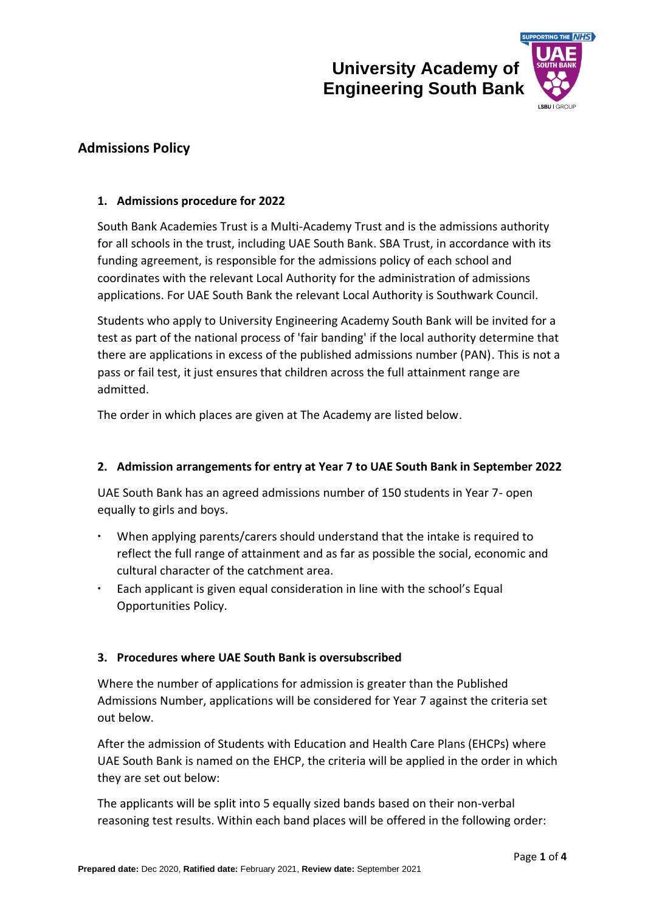University Academy of Engineering South Bank

## Admissions Policy

### 1. Admissions procedure for 2022

South Bank Academies Trust is a Multi-Academy Trust and is the admissions authority for all schools in the trust, including UAE South Bank. SBA Trust, in accordance with its funding agreement, is responsible for the admissions policy of each school and coordinates with the relevant Local Authority for the administration of admissions applications. For UAE South Bank the relevant Local Authority is Southwark Council.

Students who apply to University Engineering Academy South Bank will be invited for a test as part of the national process of 'fair banding' if the local authority determine that there are applications in excess of the published admissions number (PAN). This is not a pass or fail test, it just ensures that children across the full attainment range are admitted.

The order in which places are given at The Academy are listed below.

### 2. Admission arrangements for entry at Year 7 to UAE South Bank in September 2022

UAE South Bank has an agreed admissions number of 150 students in Year 7- open equally to girls and boys.

- When applying parents/carers should understand that the intake is required to reflect the full range of attainment and as far as possible the social, economic and cultural character of the catchment area.
- Each applicant is given equal consideration in line with the school's Equal Opportunities Policy.

### 3. Procedures where UAE South Bank is oversubscribed

Where the number of applications for admission is greater than the Published Admissions Number, applications will be considered for Year 7 against the criteria set out below.

After the admission of Students with Education and Health Care Plans (EHCPs) where UAE South Bank is named on the EHCP, the criteria will be applied in the order in which they are set out below:

The applicants will be split into 5 equally sized bands based on their non-verbal reasoning test results. Within each band places will be offered in the following order:

**Prepared date:** Dec 2020, **Ratified date:** February 2021, **Review date:** September 2021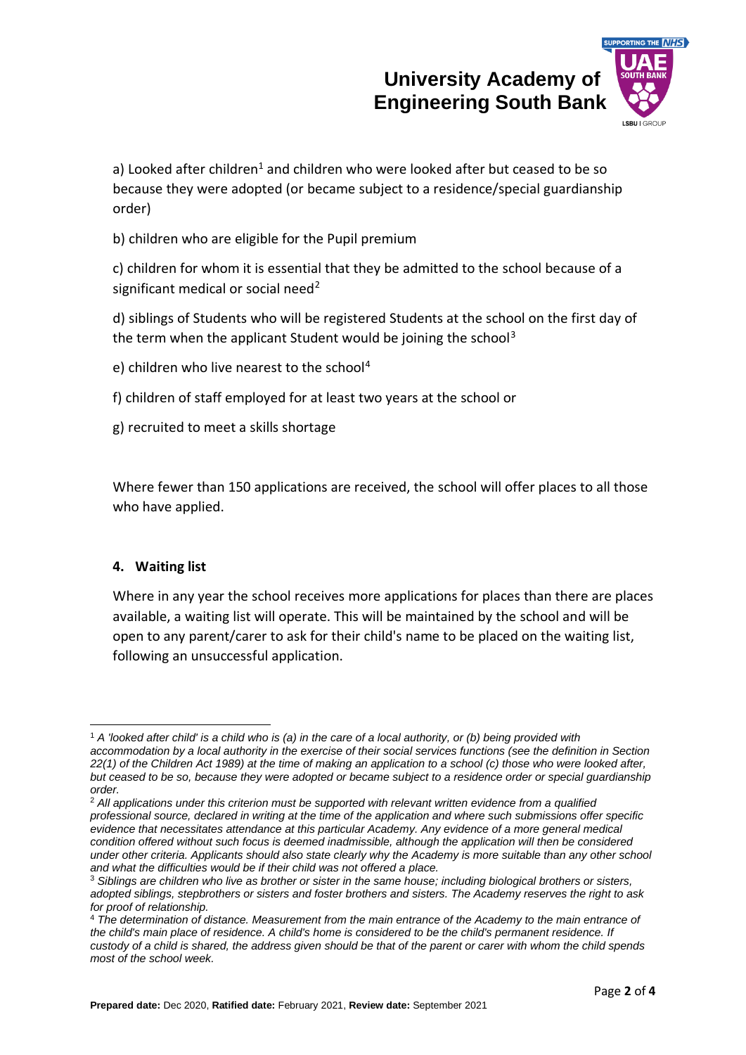a) Looked after children[1] and children who were looked after but ceased to be so because they were adopted (or became subject to a residence/special guardianship order)

b) children who are eligible for the Pupil premium

c) children for whom it is essential that they be admitted to the school because of a significant medical or social need[2]

d) siblings of Students who will be registered Students at the school on the first day of the term when the applicant Student would be joining the school[3]

e) children who live nearest to the school[4]

f) children of staff employed for at least two years at the school or

g) recruited to meet a skills shortage

Where fewer than 150 applications are received, the school will offer places to all those who have applied.

## 4. Waiting list

Where in any year the school receives more applications for places than there are places available, a waiting list will operate. This will be maintained by the school and will be open to any parent/carer to ask for their child's name to be placed on the waiting list, following an unsuccessful application.

---

[1] *A 'looked after child' is a child who is (a) in the care of a local authority, or (b) being provided with accommodation by a local authority in the exercise of their social services functions (see the definition in Section 22(1) of the Children Act 1989) at the time of making an application to a school (c) those who were looked after, but ceased to be so, because they were adopted or became subject to a residence order or special guardianship order.*

[2] *All applications under this criterion must be supported with relevant written evidence from a qualified professional source, declared in writing at the time of the application and where such submissions offer specific evidence that necessitates attendance at this particular Academy. Any evidence of a more general medical condition offered without such focus is deemed inadmissible, although the application will then be considered under other criteria. Applicants should also state clearly why the Academy is more suitable than any other school and what the difficulties would be if their child was not offered a place.*

[3] *Siblings are children who live as brother or sister in the same house; including biological brothers or sisters, adopted siblings, stepbrothers or sisters and foster brothers and sisters. The Academy reserves the right to ask for proof of relationship.*

[4] *The determination of distance. Measurement from the main entrance of the Academy to the main entrance of the child's main place of residence. A child's home is considered to be the child's permanent residence. If custody of a child is shared, the address given should be that of the parent or carer with whom the child spends most of the school week.*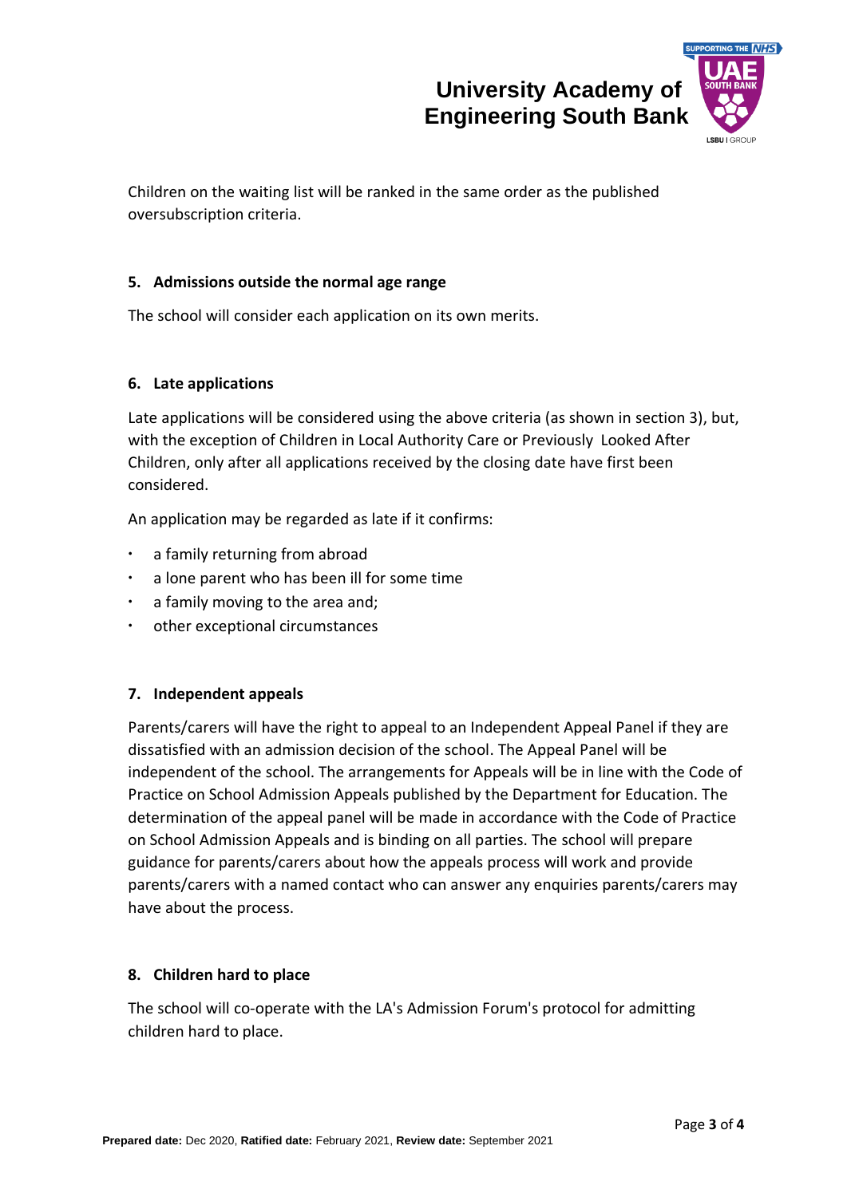Children on the waiting list will be ranked in the same order as the published oversubscription criteria.

### 5. Admissions outside the normal age range

The school will consider each application on its own merits.

### 6. Late applications

Late applications will be considered using the above criteria (as shown in section 3), but, with the exception of Children in Local Authority Care or Previously Looked After Children, only after all applications received by the closing date have first been considered.

An application may be regarded as late if it confirms:

- a family returning from abroad
- a lone parent who has been ill for some time
- a family moving to the area and;
- other exceptional circumstances

### 7. Independent appeals

Parents/carers will have the right to appeal to an Independent Appeal Panel if they are dissatisfied with an admission decision of the school. The Appeal Panel will be independent of the school. The arrangements for Appeals will be in line with the Code of Practice on School Admission Appeals published by the Department for Education. The determination of the appeal panel will be made in accordance with the Code of Practice on School Admission Appeals and is binding on all parties. The school will prepare guidance for parents/carers about how the appeals process will work and provide parents/carers with a named contact who can answer any enquiries parents/carers may have about the process.

### 8. Children hard to place

The school will co-operate with the LA's Admission Forum's protocol for admitting children hard to place.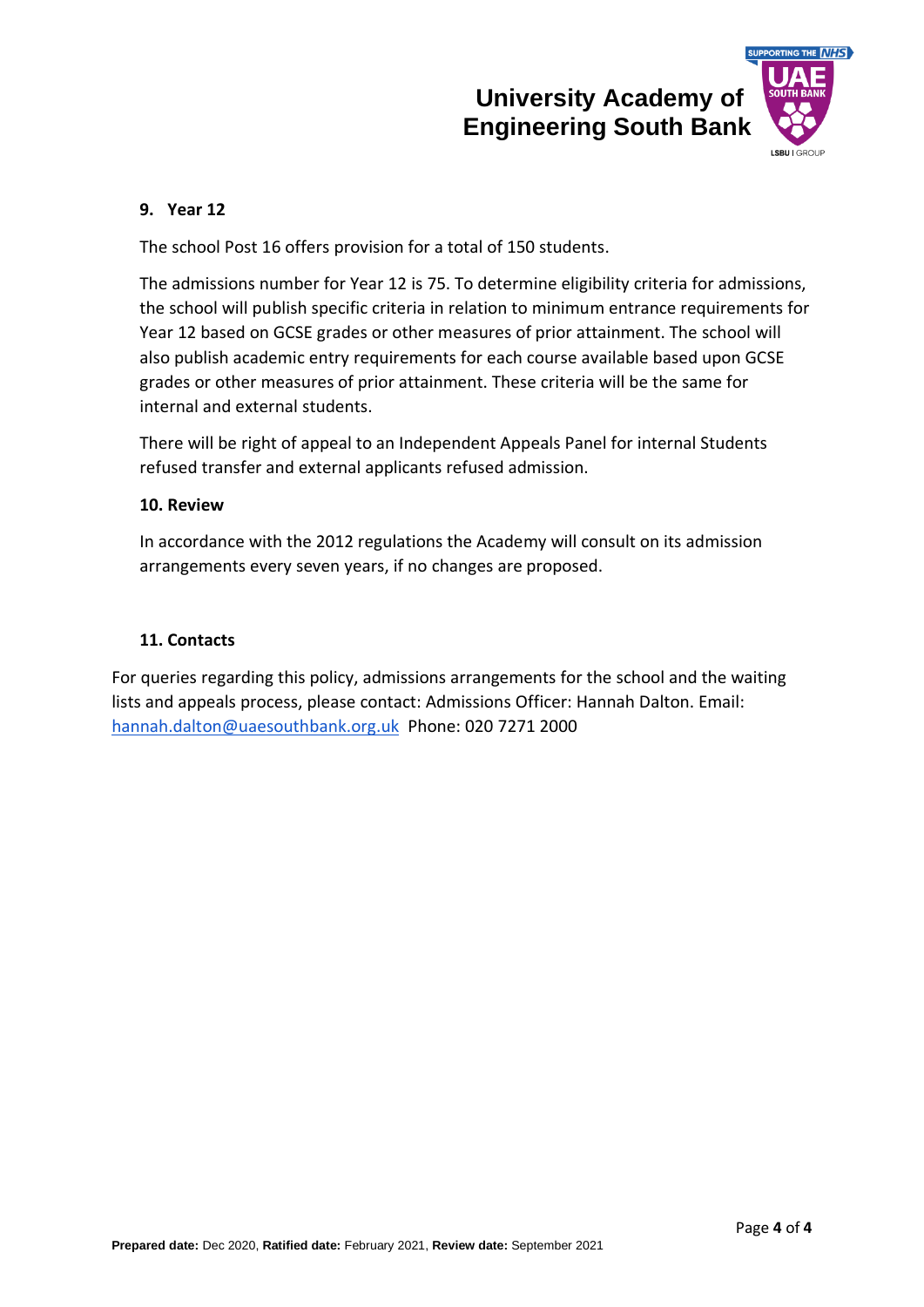## 9. Year 12

The school Post 16 offers provision for a total of 150 students.

The admissions number for Year 12 is 75. To determine eligibility criteria for admissions, the school will publish specific criteria in relation to minimum entrance requirements for Year 12 based on GCSE grades or other measures of prior attainment. The school will also publish academic entry requirements for each course available based upon GCSE grades or other measures of prior attainment. These criteria will be the same for internal and external students.

There will be right of appeal to an Independent Appeals Panel for internal Students refused transfer and external applicants refused admission.

## 10. Review

In accordance with the 2012 regulations the Academy will consult on its admission arrangements every seven years, if no changes are proposed.

## 11. Contacts

For queries regarding this policy, admissions arrangements for the school and the waiting lists and appeals process, please contact: Admissions Officer: Hannah Dalton. Email: hannah.dalton@uaesouthbank.org.uk Phone: 020 7271 2000

**Prepared date:** Dec 2020, **Ratified date:** February 2021, **Review date:** September 2021